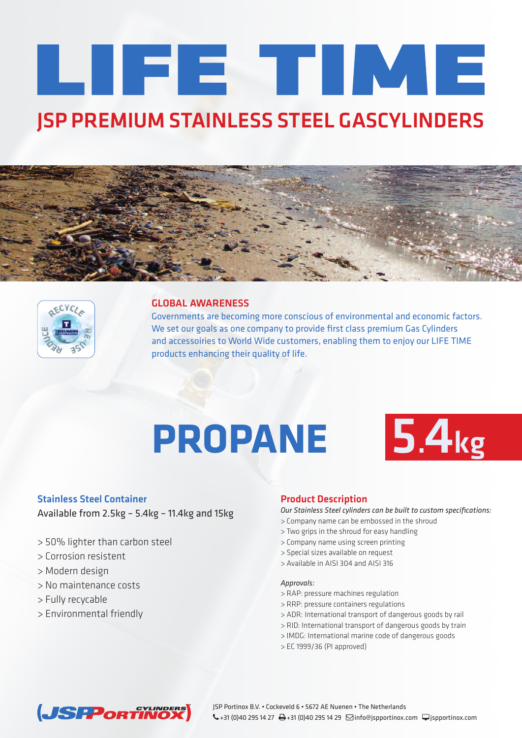# LIFE TIME

## JSP PREMIUM STAINLESS STEEL GASCYLINDERS

### GLOBAL AWARENESS

Governments are becoming more conscious of environmental and economic factors. We set our goals as one company to provide first class premium Gas Cylinders and accessoiries to World Wide customers, enabling them to enjoy our LIFE TIME products enhancing their quality of life.

# PROPANE 5.4kg

### Stainless Steel Container

Available from 2.5kg – 5.4kg – 11.4kg and 15kg

> 50% lighter than carbon steel
> Corrosion resistent
> Modern design
> No maintenance costs
> Fully recyclable
> Environmental friendly

### Product Description

*Our Stainless Steel cylinders can be built to custom specifications:*

> Company name can be embossed in the shroud
> Two grips in the shroud for easy handling
> Company name using screen printing
> Special sizes available on request
> Available in AISI 304 and AISI 316

*Approvals:*

> RAP: pressure machines regulation
> RRP: pressure containers regulations
> ADR: International transport of dangerous goods by rail
> RID: International transport of dangerous goods by train
> IMDG: International marine code of dangerous goods
> EC 1999/36 (PI approved)

JSP Portinox B.V. • Cockeveld 6 • 5672 AE Nuenen • The Netherlands
+31 (0)40 295 14 27 +31 (0)40 295 14 29 info@jspportinox.com jspportinox.com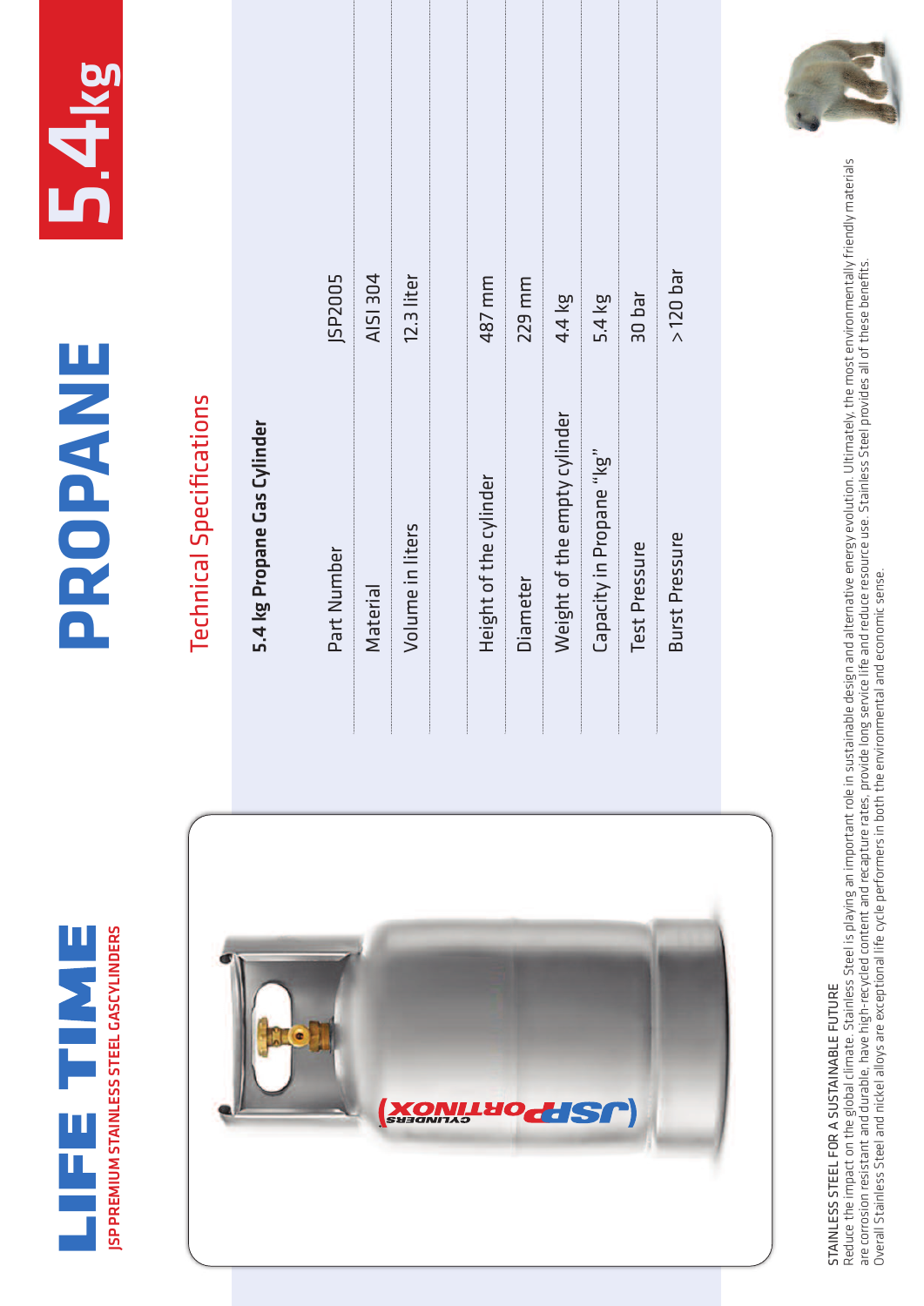# LIFE TIME

JSP PREMIUM STAINLESS STEEL GASCYLINDERS

# PROPANE

# 5.4kg

## Technical Specifications

**5.4 kg Propane Gas Cylinder**

| | |
|---|---|
| Part Number | JSP2005 |
| Material | AISI 304 |
| Volume in liters | 12.3 liter |
| Height of the cylinder | 487 mm |
| Diameter | 229 mm |
| Weight of the empty cylinder | 4.4 kg |
| Capacity in Propane "kg" | 5.4 kg |
| Test Pressure | 30 bar |
| Burst Pressure | >120 bar |

STAINLESS STEEL FOR A SUSTAINABLE FUTURE

Reduce the impact on the global climate. Stainless Steel is playing an important role in sustainable design and alternative energy evolution. Ultimately, the most environmentally friendly materials are corrosion resistant and durable, have high-recycled content and recapture rates, provide long service life and reduce resource use. Stainless Steel provides all of these benefits. Overall Stainless Steel and nickel alloys are exceptional life cycle performers in both the environmental and economic sense.